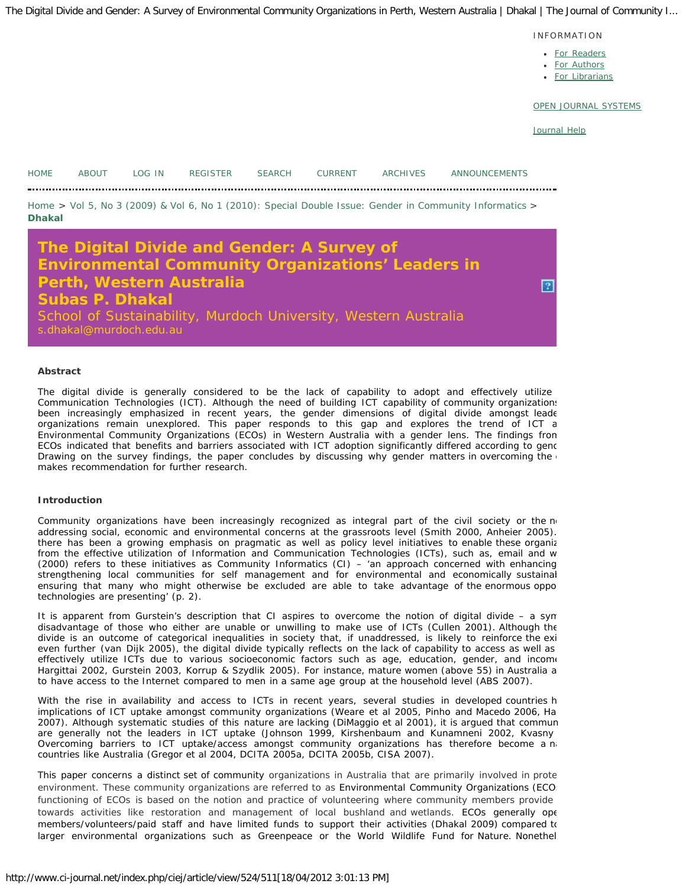# The Digital Divide and Gender: A Survey of Environmental Community Organizations' Leaders in Perth, Western Australia

**Subas P. Dhakal**

School of Sustainability, Murdoch University, Western Australia

s.dhakal@murdoch.edu.au

### Abstract

The digital divide is generally considered to be the lack of capability to adopt and effectively utilize Communication Technologies (ICT). Although the need of building ICT capability of community organizations been increasingly emphasized in recent years, the gender dimensions of digital divide amongst leade organizations remain unexplored. This paper responds to this gap and explores the trend of ICT a Environmental Community Organizations (ECOs) in Western Australia with a gender lens. The findings fron ECOs indicated that benefits and barriers associated with ICT adoption significantly differed according to genc Drawing on the survey findings, the paper concludes by discussing why gender matters in overcoming the makes recommendation for further research.

### Introduction

Community organizations have been increasingly recognized as integral part of the civil society or the n addressing social, economic and environmental concerns at the grassroots level (Smith 2000, Anheier 2005). there has been a growing emphasis on pragmatic as well as policy level initiatives to enable these organiz from the effective utilization of Information and Communication Technologies (ICTs), such as, email and w (2000) refers to these initiatives as Community Informatics (CI) – 'an approach concerned with enhancing strengthening local communities for self management and for environmental and economically sustainal ensuring that many who might otherwise be excluded are able to take advantage of the enormous oppo technologies are presenting' (p. 2).

It is apparent from Gurstein's description that CI aspires to overcome the notion of digital divide – a syn disadvantage of those who either are unable or unwilling to make use of ICTs (Cullen 2001). Although the divide is an outcome of categorical inequalities in society that, if unaddressed, is likely to reinforce the exi even further (van Dijk 2005), the digital divide typically reflects on the lack of capability to access as well as effectively utilize ICTs due to various socioeconomic factors such as age, education, gender, and income Hargittai 2002, Gurstein 2003, Korrup & Szydlik 2005). For instance, mature women (above 55) in Australia a to have access to the Internet compared to men in a same age group at the household level (ABS 2007).

With the rise in availability and access to ICTs in recent years, several studies in developed countries h implications of ICT uptake amongst community organizations (Weare et al 2005, Pinho and Macedo 2006, Ha 2007). Although systematic studies of this nature are lacking (DiMaggio et al 2001), it is argued that commun are generally not the leaders in ICT uptake (Johnson 1999, Kirshenbaum and Kunamneni 2002, Kvasny Overcoming barriers to ICT uptake/access amongst community organizations has therefore become a n countries like Australia (Gregor et al 2004, DCITA 2005a, DCITA 2005b, CISA 2007).

This paper concerns a distinct set of community organizations in Australia that are primarily involved in prote environment. These community organizations are referred to as Environmental Community Organizations (ECO functioning of ECOs is based on the notion and practice of volunteering where community members provide towards activities like restoration and management of local bushland and wetlands. ECOs generally ope members/volunteers/paid staff and have limited funds to support their activities (Dhakal 2009) compared to larger environmental organizations such as Greenpeace or the World Wildlife Fund for Nature. Nonethel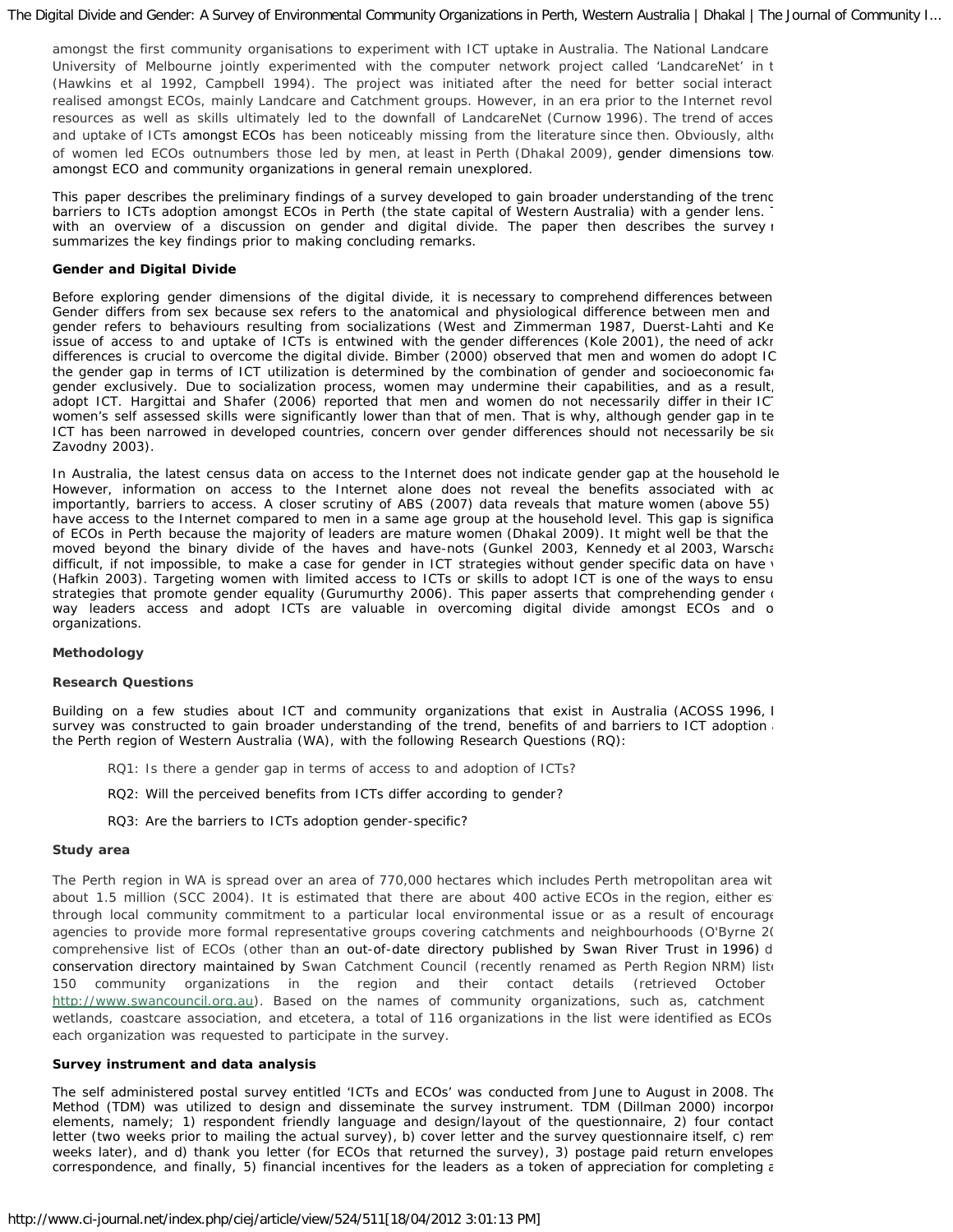amongst the first community organisations to experiment with ICT uptake in Australia. The National Landcare University of Melbourne jointly experimented with the computer network project called 'LandcareNet' in t (Hawkins et al 1992, Campbell 1994). The project was initiated after the need for better social interact realised amongst ECOs, mainly Landcare and Catchment groups. However, in an era prior to the Internet revol resources as well as skills ultimately led to the downfall of LandcareNet (Curnow 1996). The trend of acces and uptake of ICTs amongst ECOs has been noticeably missing from the literature since then. Obviously, altho of women led ECOs outnumbers those led by men, at least in Perth (Dhakal 2009), gender dimensions tow amongst ECO and community organizations in general remain unexplored.

This paper describes the preliminary findings of a survey developed to gain broader understanding of the trenc barriers to ICTs adoption amongst ECOs in Perth (the state capital of Western Australia) with a gender lens. with an overview of a discussion on gender and digital divide. The paper then describes the survey r summarizes the key findings prior to making concluding remarks.

**Gender and Digital Divide**

Before exploring gender dimensions of the digital divide, it is necessary to comprehend differences between Gender differs from sex because sex refers to the anatomical and physiological difference between men and gender refers to behaviours resulting from socializations (West and Zimmerman 1987, Duerst-Lahti and Ke issue of access to and uptake of ICTs is entwined with the gender differences (Kole 2001), the need of ackr differences is crucial to overcome the digital divide. Bimber (2000) observed that men and women do adopt IC the gender gap in terms of ICT utilization is determined by the combination of gender and socioeconomic fa gender exclusively. Due to socialization process, women may undermine their capabilities, and as a result, adopt ICT. Hargittai and Shafer (2006) reported that men and women do not necessarily differ in their IC women's self assessed skills were significantly lower than that of men. That is why, although gender gap in te ICT has been narrowed in developed countries, concern over gender differences should not necessarily be si Zavodny 2003).

In Australia, the latest census data on access to the Internet does not indicate gender gap at the household le However, information on access to the Internet alone does not reveal the benefits associated with ac importantly, barriers to access. A closer scrutiny of ABS (2007) data reveals that mature women (above 55) have access to the Internet compared to men in a same age group at the household level. This gap is significa of ECOs in Perth because the majority of leaders are mature women (Dhakal 2009). It might well be that the moved beyond the binary divide of the haves and have-nots (Gunkel 2003, Kennedy et al 2003, Warscha difficult, if not impossible, to make a case for gender in ICT strategies without gender specific data on have (Hafkin 2003). Targeting women with limited access to ICTs or skills to adopt ICT is one of the ways to ensu strategies that promote gender equality (Gurumurthy 2006). This paper asserts that comprehending gender way leaders access and adopt ICTs are valuable in overcoming digital divide amongst ECOs and o organizations.

**Methodology**

**Research Questions**

Building on a few studies about ICT and community organizations that exist in Australia (ACOSS 1996, I survey was constructed to gain broader understanding of the trend, benefits of and barriers to ICT adoption the Perth region of Western Australia (WA), with the following Research Questions (RQ):

> RQ1: Is there a gender gap in terms of access to and adoption of ICTs?
>
> RQ2: Will the perceived benefits from ICTs differ according to gender?
>
> RQ3: Are the barriers to ICTs adoption gender-specific?

**Study area**

The Perth region in WA is spread over an area of 770,000 hectares which includes Perth metropolitan area wit about 1.5 million (SCC 2004). It is estimated that there are about 400 active ECOs in the region, either es through local community commitment to a particular local environmental issue or as a result of encourage agencies to provide more formal representative groups covering catchments and neighbourhoods (O'Byrne 2( comprehensive list of ECOs (other than an out-of-date directory published by Swan River Trust in 1996) d conservation directory maintained by Swan Catchment Council (recently renamed as Perth Region NRM) liste 150 community organizations in the region and their contact details (retrieved October http://www.swancouncil.org.au). Based on the names of community organizations, such as, catchment wetlands, coastcare association, and etcetera, a total of 116 organizations in the list were identified as ECOs each organization was requested to participate in the survey.

**Survey instrument and data analysis**

The self administered postal survey entitled 'ICTs and ECOs' was conducted from June to August in 2008. The Method (TDM) was utilized to design and disseminate the survey instrument. TDM (Dillman 2000) incorpor elements, namely; 1) respondent friendly language and design/layout of the questionnaire, 2) four contact letter (two weeks prior to mailing the actual survey), b) cover letter and the survey questionnaire itself, c) rem weeks later), and d) thank you letter (for ECOs that returned the survey), 3) postage paid return envelopes correspondence, and finally, 5) financial incentives for the leaders as a token of appreciation for completing a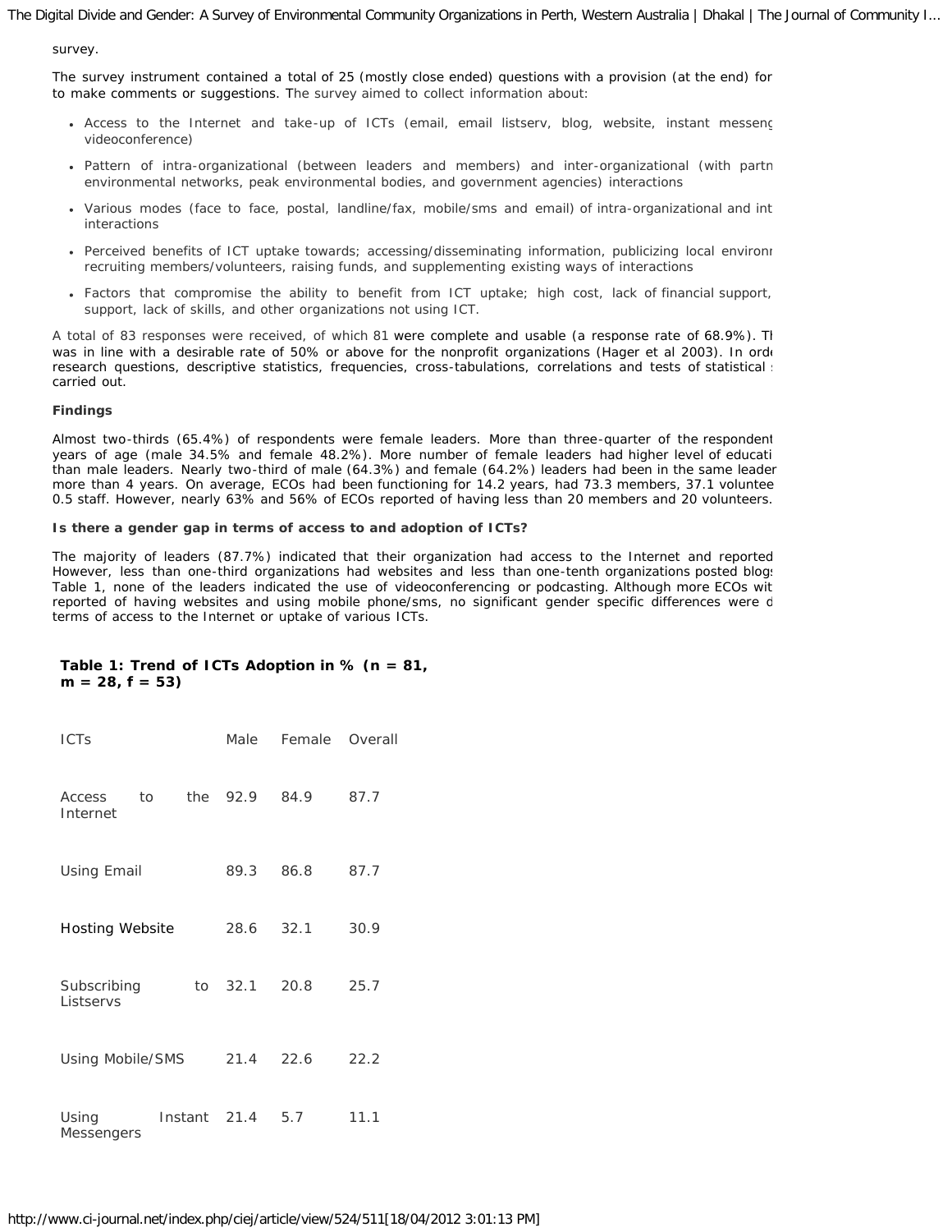survey.

The survey instrument contained a total of 25 (mostly close ended) questions with a provision (at the end) for to make comments or suggestions. The survey aimed to collect information about:

- Access to the Internet and take-up of ICTs (email, email listserv, blog, website, instant messeng videoconference)
- Pattern of intra-organizational (between leaders and members) and inter-organizational (with partn environmental networks, peak environmental bodies, and government agencies) interactions
- Various modes (face to face, postal, landline/fax, mobile/sms and email) of intra-organizational and int interactions
- Perceived benefits of ICT uptake towards; accessing/disseminating information, publicizing local environ recruiting members/volunteers, raising funds, and supplementing existing ways of interactions
- Factors that compromise the ability to benefit from ICT uptake; high cost, lack of financial support, support, lack of skills, and other organizations not using ICT.

A total of 83 responses were received, of which 81 were complete and usable (a response rate of 68.9%). Th was in line with a desirable rate of 50% or above for the nonprofit organizations (Hager et al 2003). In ord research questions, descriptive statistics, frequencies, cross-tabulations, correlations and tests of statistical carried out.

**Findings**

Almost two-thirds (65.4%) of respondents were female leaders. More than three-quarter of the respondent years of age (male 34.5% and female 48.2%). More number of female leaders had higher level of educati than male leaders. Nearly two-third of male (64.3%) and female (64.2%) leaders had been in the same leader more than 4 years. On average, ECOs had been functioning for 14.2 years, had 73.3 members, 37.1 voluntee 0.5 staff. However, nearly 63% and 56% of ECOs reported of having less than 20 members and 20 volunteers.

**Is there a gender gap in terms of access to and adoption of ICTs?**

The majority of leaders (87.7%) indicated that their organization had access to the Internet and reported However, less than one-third organizations had websites and less than one-tenth organizations posted blog Table 1, none of the leaders indicated the use of videoconferencing or podcasting. Although more ECOs wit reported of having websites and using mobile phone/sms, no significant gender specific differences were d terms of access to the Internet or uptake of various ICTs.

**Table 1: Trend of ICTs Adoption in % (n = 81, m = 28, f = 53)**

| ICTs | Male | Female | Overall |
|---|---|---|---|
| Access to the Internet | 92.9 | 84.9 | 87.7 |
| Using Email | 89.3 | 86.8 | 87.7 |
| Hosting Website | 28.6 | 32.1 | 30.9 |
| Subscribing to Listservs | 32.1 | 20.8 | 25.7 |
| Using Mobile/SMS | 21.4 | 22.6 | 22.2 |
| Using Instant Messengers | 21.4 | 5.7 | 11.1 |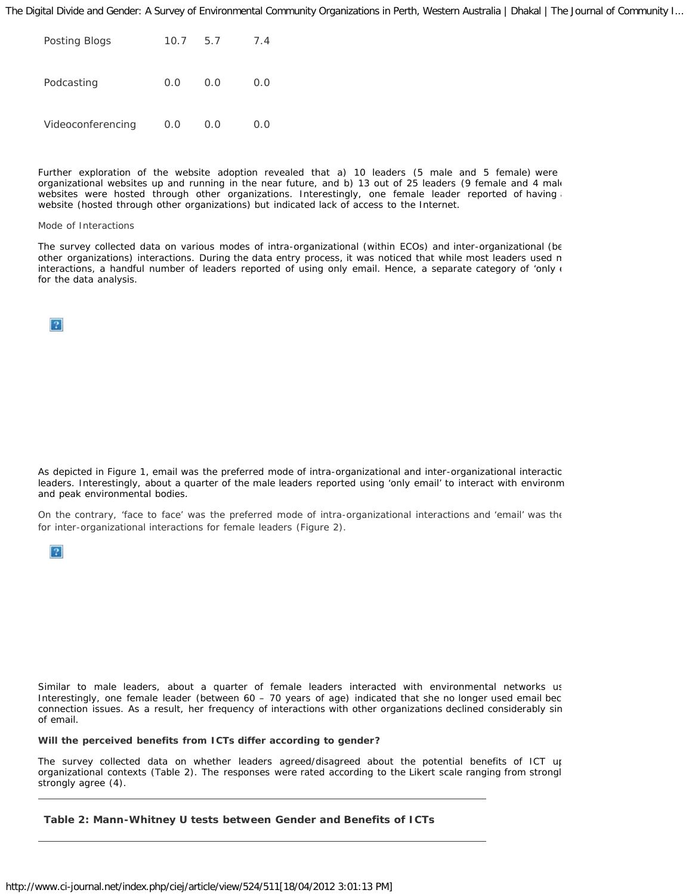| Posting Blogs | 10.7 | 5.7 | 7.4 |
|---|---|---|---|
| Podcasting | 0.0 | 0.0 | 0.0 |
| Videoconferencing | 0.0 | 0.0 | 0.0 |

Further exploration of the website adoption revealed that a) 10 leaders (5 male and 5 female) were organizational websites up and running in the near future, and b) 13 out of 25 leaders (9 female and 4 male websites were hosted through other organizations. Interestingly, one female leader reported of having a website (hosted through other organizations) but indicated lack of access to the Internet.

### Mode of Interactions

The survey collected data on various modes of intra-organizational (within ECOs) and inter-organizational (be other organizations) interactions. During the data entry process, it was noticed that while most leaders used m interactions, a handful number of leaders reported of using only email. Hence, a separate category of 'only e for the data analysis.

As depicted in Figure 1, email was the preferred mode of intra-organizational and inter-organizational interactic leaders. Interestingly, about a quarter of the male leaders reported using 'only email' to interact with environm and peak environmental bodies.

On the contrary, 'face to face' was the preferred mode of intra-organizational interactions and 'email' was the for inter-organizational interactions for female leaders (Figure 2).

Similar to male leaders, about a quarter of female leaders interacted with environmental networks us Interestingly, one female leader (between 60 – 70 years of age) indicated that she no longer used email bec connection issues. As a result, her frequency of interactions with other organizations declined considerably sin of email.

**Will the perceived benefits from ICTs differ according to gender?**

The survey collected data on whether leaders agreed/disagreed about the potential benefits of ICT up organizational contexts (Table 2). The responses were rated according to the Likert scale ranging from strongl strongly agree (4).

**Table 2: Mann-Whitney U tests between Gender and Benefits of ICTs**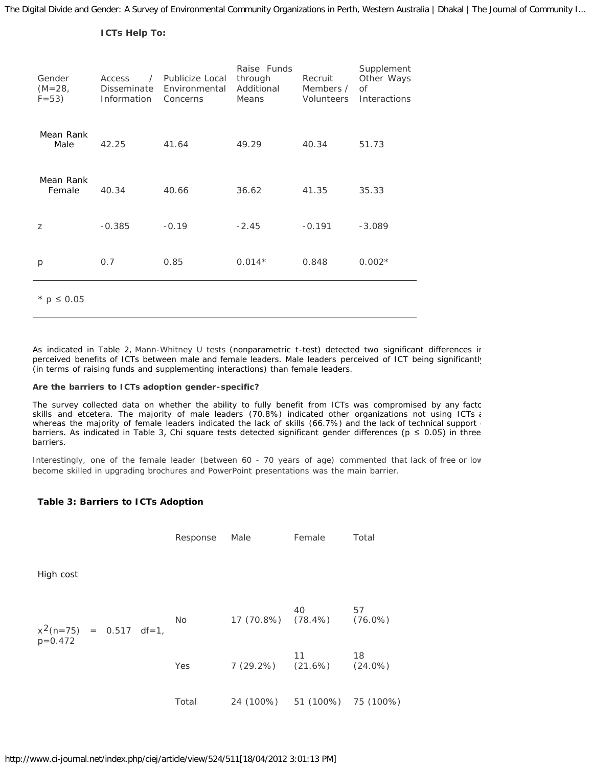**ICTs Help To:**

| Gender (M=28, F=53) | Access / Disseminate Information | Publicize Local Environmental Concerns | Raise Funds through Additional Means | Recruit Members / Volunteers | Supplement Other Ways of Interactions |
|---|---|---|---|---|---|
| Mean Rank Male | 42.25 | 41.64 | 49.29 | 40.34 | 51.73 |
| Mean Rank Female | 40.34 | 40.66 | 36.62 | 41.35 | 35.33 |
| z | -0.385 | -0.19 | -2.45 | -0.191 | -3.089 |
| p | 0.7 | 0.85 | 0.014* | 0.848 | 0.002* |

\* $p \leq 0.05$

As indicated in Table 2, Mann-Whitney U tests (nonparametric t-test) detected two significant differences ir perceived benefits of ICTs between male and female leaders. Male leaders perceived of ICT being significantly (in terms of raising funds and supplementing interactions) than female leaders.

**Are the barriers to ICTs adoption gender-specific?**

The survey collected data on whether the ability to fully benefit from ICTs was compromised by any facto skills and etcetera. The majority of male leaders (70.8%) indicated other organizations not using ICTs a whereas the majority of female leaders indicated the lack of skills (66.7%) and the lack of technical support barriers. As indicated in Table 3, Chi square tests detected significant gender differences ($p \leq 0.05$) in three barriers.

Interestingly, one of the female leader (between 60 - 70 years of age) commented that lack of free or low become skilled in upgrading brochures and PowerPoint presentations was the main barrier.

**Table 3: Barriers to ICTs Adoption**

| | Response | Male | Female | Total |
|---|---|---|---|---|
| High cost | | | | |
| $x^2$(n=75) = 0.517 df=1, p=0.472 | No | 17 (70.8%) | 40 (78.4%) | 57 (76.0%) |
| | Yes | 7 (29.2%) | 11 (21.6%) | 18 (24.0%) |
| | Total | 24 (100%) | 51 (100%) | 75 (100%) |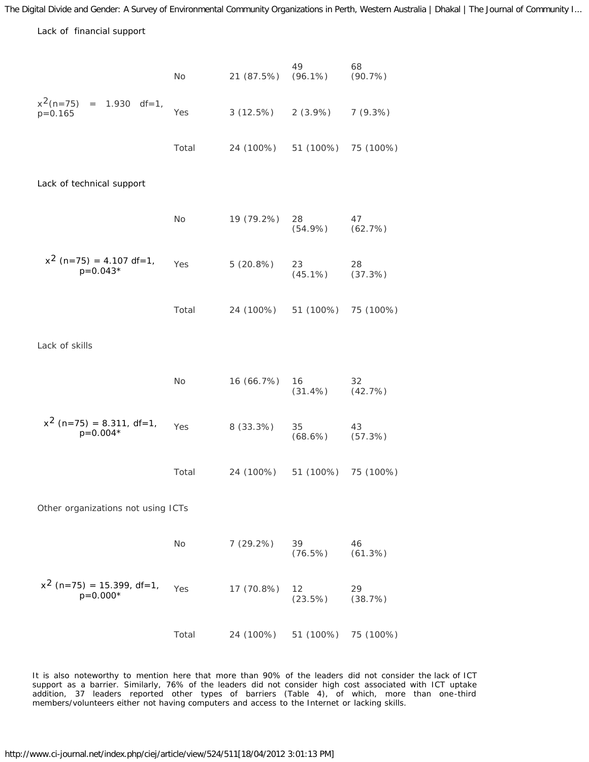| | | | | |
|---|---|---|---|---|
| Lack of financial support | | | | |
| | No | 21 (87.5%) | 49 (96.1%) | 68 (90.7%) |
| $x^2$(n=75) = 1.930 df=1, p=0.165 | Yes | 3 (12.5%) | 2 (3.9%) | 7 (9.3%) |
| | Total | 24 (100%) | 51 (100%) | 75 (100%) |
| Lack of technical support | | | | |
| | No | 19 (79.2%) | 28 (54.9%) | 47 (62.7%) |
| $x^2$ (n=75) = 4.107 df=1, p=0.043* | Yes | 5 (20.8%) | 23 (45.1%) | 28 (37.3%) |
| | Total | 24 (100%) | 51 (100%) | 75 (100%) |
| Lack of skills | | | | |
| | No | 16 (66.7%) | 16 (31.4%) | 32 (42.7%) |
| $x^2$ (n=75) = 8.311, df=1, p=0.004* | Yes | 8 (33.3%) | 35 (68.6%) | 43 (57.3%) |
| | Total | 24 (100%) | 51 (100%) | 75 (100%) |
| Other organizations not using ICTs | | | | |
| | No | 7 (29.2%) | 39 (76.5%) | 46 (61.3%) |
| $x^2$ (n=75) = 15.399, df=1, p=0.000* | Yes | 17 (70.8%) | 12 (23.5%) | 29 (38.7%) |
| | Total | 24 (100%) | 51 (100%) | 75 (100%) |

It is also noteworthy to mention here that more than 90% of the leaders did not consider the lack of ICT support as a barrier. Similarly, 76% of the leaders did not consider high cost associated with ICT uptake addition, 37 leaders reported other types of barriers (Table 4), of which, more than one-third members/volunteers either not having computers and access to the Internet or lacking skills.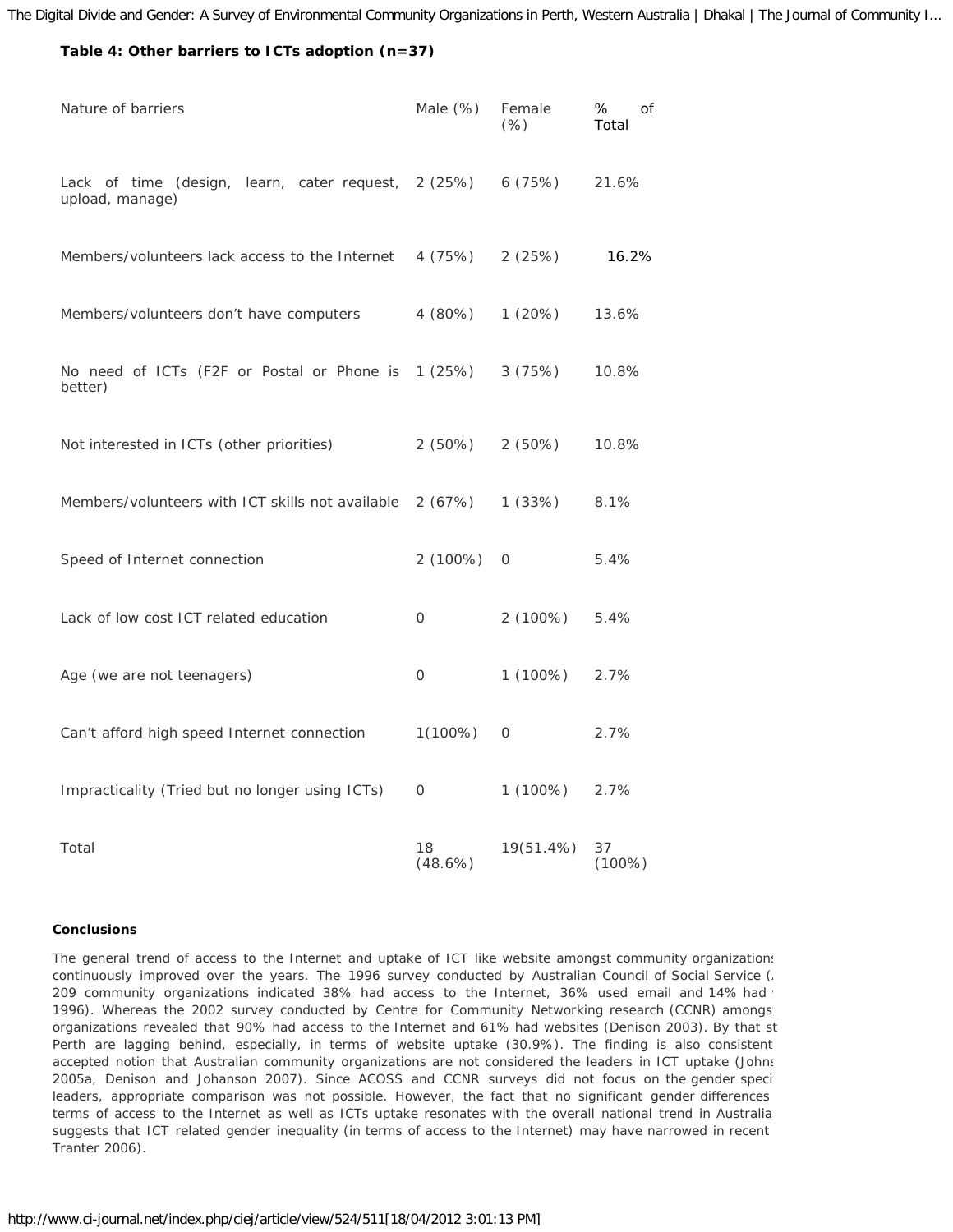**Table 4: Other barriers to ICTs adoption (n=37)**

| Nature of barriers | Male (%) | Female (%) | % of Total |
|---|---|---|---|
| Lack of time (design, learn, cater request, upload, manage) | 2 (25%) | 6 (75%) | 21.6% |
| Members/volunteers lack access to the Internet | 4 (75%) | 2 (25%) | 16.2% |
| Members/volunteers don't have computers | 4 (80%) | 1 (20%) | 13.6% |
| No need of ICTs (F2F or Postal or Phone is better) | 1 (25%) | 3 (75%) | 10.8% |
| Not interested in ICTs (other priorities) | 2 (50%) | 2 (50%) | 10.8% |
| Members/volunteers with ICT skills not available | 2 (67%) | 1 (33%) | 8.1% |
| Speed of Internet connection | 2 (100%) | 0 | 5.4% |
| Lack of low cost ICT related education | 0 | 2 (100%) | 5.4% |
| Age (we are not teenagers) | 0 | 1 (100%) | 2.7% |
| Can't afford high speed Internet connection | 1(100%) | 0 | 2.7% |
| Impracticality (Tried but no longer using ICTs) | 0 | 1 (100%) | 2.7% |
| Total | 18 (48.6%) | 19(51.4%) | 37 (100%) |

**Conclusions**

The general trend of access to the Internet and uptake of ICT like website amongst community organizations continuously improved over the years. The 1996 survey conducted by Australian Council of Social Service (/ 209 community organizations indicated 38% had access to the Internet, 36% used email and 14% had 1996). Whereas the 2002 survey conducted by Centre for Community Networking research (CCNR) amongs organizations revealed that 90% had access to the Internet and 61% had websites (Denison 2003). By that st Perth are lagging behind, especially, in terms of website uptake (30.9%). The finding is also consistent accepted notion that Australian community organizations are not considered the leaders in ICT uptake (Johns 2005a, Denison and Johanson 2007). Since ACOSS and CCNR surveys did not focus on the gender speci leaders, appropriate comparison was not possible. However, the fact that no significant gender differences terms of access to the Internet as well as ICTs uptake resonates with the overall national trend in Australia suggests that ICT related gender inequality (in terms of access to the Internet) may have narrowed in recent Tranter 2006).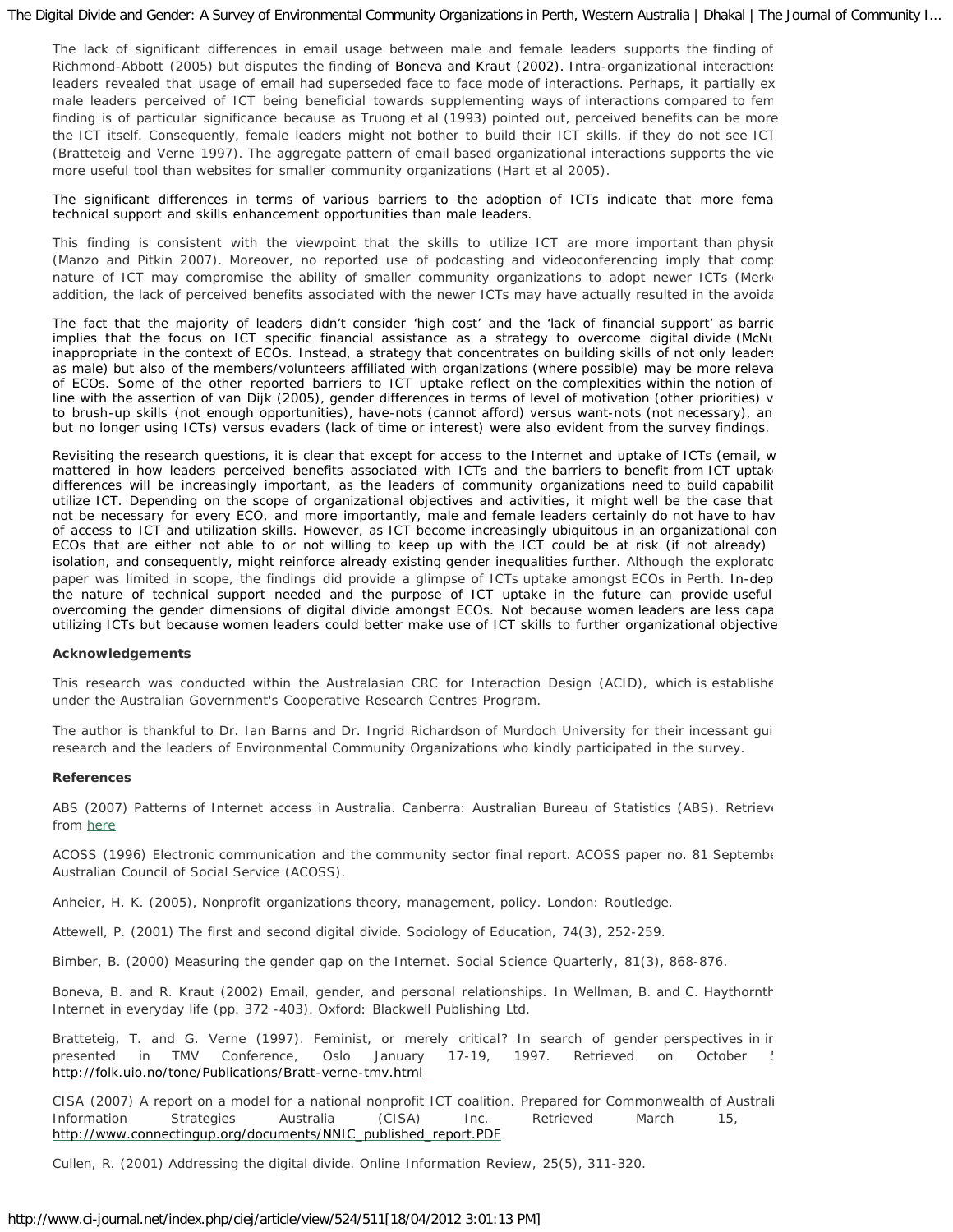The lack of significant differences in email usage between male and female leaders supports the finding of Richmond-Abbott (2005) but disputes the finding of Boneva and Kraut (2002). Intra-organizational interactions leaders revealed that usage of email had superseded face to face mode of interactions. Perhaps, it partially ex male leaders perceived of ICT being beneficial towards supplementing ways of interactions compared to fem finding is of particular significance because as Truong et al (1993) pointed out, perceived benefits can be more the ICT itself. Consequently, female leaders might not bother to build their ICT skills, if they do not see ICT (Bratteteig and Verne 1997). The aggregate pattern of email based organizational interactions supports the vie more useful tool than websites for smaller community organizations (Hart et al 2005).

The significant differences in terms of various barriers to the adoption of ICTs indicate that more fema technical support and skills enhancement opportunities than male leaders.

This finding is consistent with the viewpoint that the skills to utilize ICT are more important than physi (Manzo and Pitkin 2007). Moreover, no reported use of podcasting and videoconferencing imply that comp nature of ICT may compromise the ability of smaller community organizations to adopt newer ICTs (Merk addition, the lack of perceived benefits associated with the newer ICTs may have actually resulted in the avoid

The fact that the majority of leaders didn't consider 'high cost' and the 'lack of financial support' as barrie implies that the focus on ICT specific financial assistance as a strategy to overcome digital divide (McNu inappropriate in the context of ECOs. Instead, a strategy that concentrates on building skills of not only leaders as male) but also of the members/volunteers affiliated with organizations (where possible) may be more releva of ECOs. Some of the other reported barriers to ICT uptake reflect on the complexities within the notion of line with the assertion of van Dijk (2005), gender differences in terms of level of motivation (other priorities) v to brush-up skills (not enough opportunities), have-nots (cannot afford) versus want-nots (not necessary), an but no longer using ICTs) versus evaders (lack of time or interest) were also evident from the survey findings.

Revisiting the research questions, it is clear that except for access to the Internet and uptake of ICTs (email, w mattered in how leaders perceived benefits associated with ICTs and the barriers to benefit from ICT uptak differences will be increasingly important, as the leaders of community organizations need to build capabilit utilize ICT. Depending on the scope of organizational objectives and activities, it might well be the case that not be necessary for every ECO, and more importantly, male and female leaders certainly do not have to hav of access to ICT and utilization skills. However, as ICT become increasingly ubiquitous in an organizational con ECOs that are either not able to or not willing to keep up with the ICT could be at risk (if not already) isolation, and consequently, might reinforce already existing gender inequalities further. Although the explorato paper was limited in scope, the findings did provide a glimpse of ICTs uptake amongst ECOs in Perth. In-dep the nature of technical support needed and the purpose of ICT uptake in the future can provide useful overcoming the gender dimensions of digital divide amongst ECOs. Not because women leaders are less capa utilizing ICTs but because women leaders could better make use of ICT skills to further organizational objective

**Acknowledgements**

This research was conducted within the Australasian CRC for Interaction Design (ACID), which is establishe under the Australian Government's Cooperative Research Centres Program.

The author is thankful to Dr. Ian Barns and Dr. Ingrid Richardson of Murdoch University for their incessant gui research and the leaders of Environmental Community Organizations who kindly participated in the survey.

**References**

ABS (2007) Patterns of Internet access in Australia. Canberra: Australian Bureau of Statistics (ABS). Retriev from here

ACOSS (1996) Electronic communication and the community sector final report. ACOSS paper no. 81 Septemb Australian Council of Social Service (ACOSS).

Anheier, H. K. (2005), Nonprofit organizations theory, management, policy. London: Routledge.

Attewell, P. (2001) The first and second digital divide. Sociology of Education, 74(3), 252-259.

Bimber, B. (2000) Measuring the gender gap on the Internet. Social Science Quarterly, 81(3), 868-876.

Boneva, B. and R. Kraut (2002) Email, gender, and personal relationships. In Wellman, B. and C. Haythornth Internet in everyday life (pp. 372 -403). Oxford: Blackwell Publishing Ltd.

Bratteteig, T. and G. Verne (1997). Feminist, or merely critical? In search of gender perspectives in i presented in TMV Conference, Oslo January 17-19, 1997. Retrieved on October http://folk.uio.no/tone/Publications/Bratt-verne-tmv.html

CISA (2007) A report on a model for a national nonprofit ICT coalition. Prepared for Commonwealth of Australi Information Strategies Australia (CISA) Inc. Retrieved March 15, http://www.connectingup.org/documents/NNIC_published_report.PDF

Cullen, R. (2001) Addressing the digital divide. Online Information Review, 25(5), 311-320.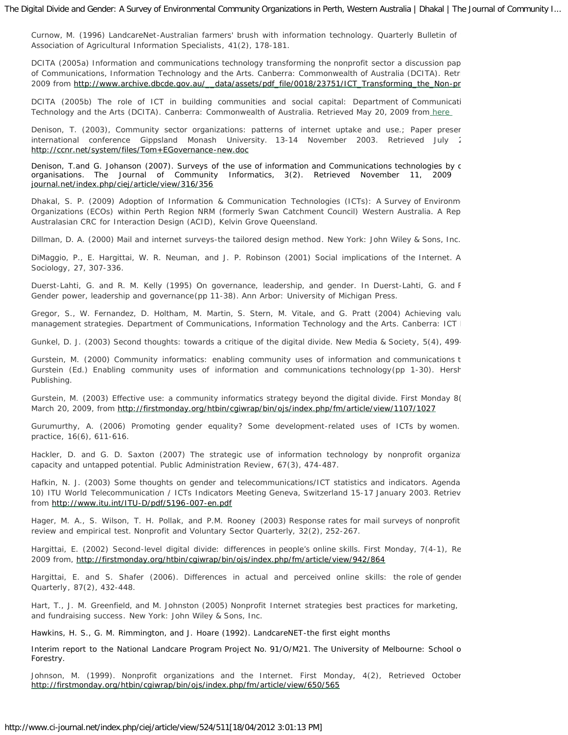Curnow, M. (1996) LandcareNet-Australian farmers' brush with information technology. Quarterly Bulletin of Association of Agricultural Information Specialists, 41(2), 178-181.

DCITA (2005a) Information and communications technology transforming the nonprofit sector a discussion pap of Communications, Information Technology and the Arts. Canberra: Commonwealth of Australia (DCITA). Retr 2009 from http://www.archive.dbcde.gov.au/__data/assets/pdf_file/0018/23751/ICT_Transforming_the_Non-pr

DCITA (2005b) The role of ICT in building communities and social capital: Department of Communicati Technology and the Arts (DCITA). Canberra: Commonwealth of Australia. Retrieved May 20, 2009 from here

Denison, T. (2003), Community sector organizations: patterns of internet uptake and use.; Paper preser international conference Gippsland Monash University. 13-14 November 2003. Retrieved July 2 http://ccnr.net/system/files/Tom+EGovernance-new.doc

Denison, T.and G. Johanson (2007). Surveys of the use of information and Communications technologies by c organisations. The Journal of Community Informatics, 3(2). Retrieved November 11, 2009 journal.net/index.php/ciej/article/view/316/356

Dhakal, S. P. (2009) Adoption of Information & Communication Technologies (ICTs): A Survey of Environm Organizations (ECOs) within Perth Region NRM (formerly Swan Catchment Council) Western Australia. A Rep Australasian CRC for Interaction Design (ACID), Kelvin Grove Queensland.

Dillman, D. A. (2000) Mail and internet surveys-the tailored design method. New York: John Wiley & Sons, Inc.

DiMaggio, P., E. Hargittai, W. R. Neuman, and J. P. Robinson (2001) Social implications of the Internet. A Sociology, 27, 307-336.

Duerst-Lahti, G. and R. M. Kelly (1995) On governance, leadership, and gender. In Duerst-Lahti, G. and R Gender power, leadership and governance(pp 11-38). Ann Arbor: University of Michigan Press.

Gregor, S., W. Fernandez, D. Holtham, M. Martin, S. Stern, M. Vitale, and G. Pratt (2004) Achieving valu management strategies. Department of Communications, Information Technology and the Arts. Canberra: ICT I

Gunkel, D. J. (2003) Second thoughts: towards a critique of the digital divide. New Media & Society, 5(4), 499-

Gurstein, M. (2000) Community informatics: enabling community uses of information and communications t Gurstein (Ed.) Enabling community uses of information and communications technology(pp 1-30). Hersh Publishing.

Gurstein, M. (2003) Effective use: a community informatics strategy beyond the digital divide. First Monday 8( March 20, 2009, from http://firstmonday.org/htbin/cgiwrap/bin/ojs/index.php/fm/article/view/1107/1027

Gurumurthy, A. (2006) Promoting gender equality? Some development-related uses of ICTs by women. practice, 16(6), 611-616.

Hackler, D. and G. D. Saxton (2007) The strategic use of information technology by nonprofit organiza capacity and untapped potential. Public Administration Review, 67(3), 474-487.

Hafkin, N. J. (2003) Some thoughts on gender and telecommunications/ICT statistics and indicators. Agenda 10) ITU World Telecommunication / ICTs Indicators Meeting Geneva, Switzerland 15-17 January 2003. Retriev from http://www.itu.int/ITU-D/pdf/5196-007-en.pdf

Hager, M. A., S. Wilson, T. H. Pollak, and P.M. Rooney (2003) Response rates for mail surveys of nonprofit review and empirical test. Nonprofit and Voluntary Sector Quarterly, 32(2), 252-267.

Hargittai, E. (2002) Second-level digital divide: differences in people's online skills. First Monday, 7(4-1), Re 2009 from, http://firstmonday.org/htbin/cgiwrap/bin/ojs/index.php/fm/article/view/942/864

Hargittai, E. and S. Shafer (2006). Differences in actual and perceived online skills: the role of gender Quarterly, 87(2), 432-448.

Hart, T., J. M. Greenfield, and M. Johnston (2005) Nonprofit Internet strategies best practices for marketing, and fundraising success. New York: John Wiley & Sons, Inc.

Hawkins, H. S., G. M. Rimmington, and J. Hoare (1992). LandcareNET-the first eight months

Interim report to the National Landcare Program Project No. 91/O/M21. The University of Melbourne: School o Forestry.

Johnson, M. (1999). Nonprofit organizations and the Internet. First Monday, 4(2), Retrieved October http://firstmonday.org/htbin/cgiwrap/bin/ojs/index.php/fm/article/view/650/565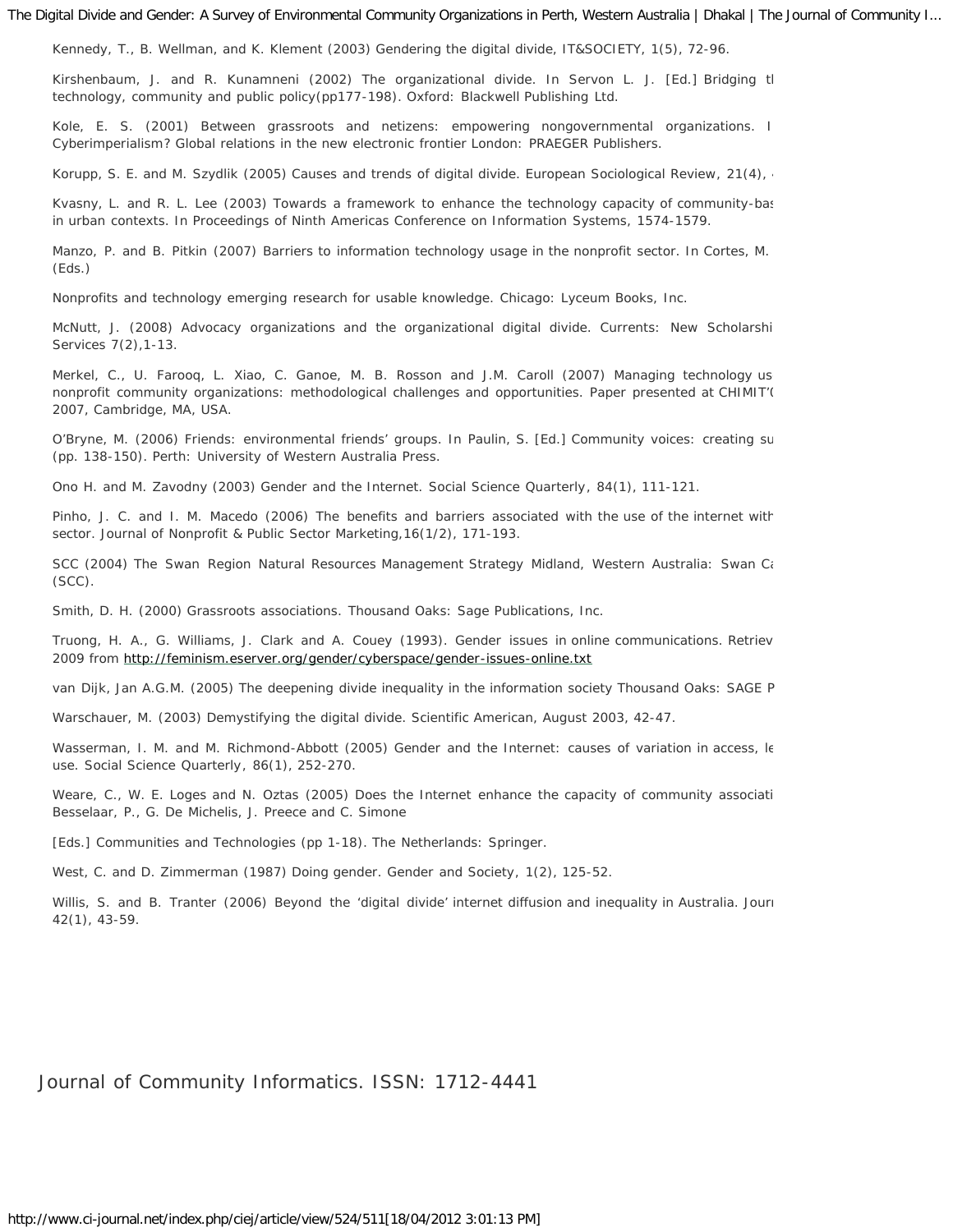Kennedy, T., B. Wellman, and K. Klement (2003) Gendering the digital divide, IT&SOCIETY, 1(5), 72-96.

Kirshenbaum, J. and R. Kunamneni (2002) The organizational divide. In Servon L. J. [Ed.] Bridging tl technology, community and public policy(pp177-198). Oxford: Blackwell Publishing Ltd.

Kole, E. S. (2001) Between grassroots and netizens: empowering nongovernmental organizations. I Cyberimperialism? Global relations in the new electronic frontier London: PRAEGER Publishers.

Korupp, S. E. and M. Szydlik (2005) Causes and trends of digital divide. European Sociological Review, 21(4),

Kvasny, L. and R. L. Lee (2003) Towards a framework to enhance the technology capacity of community-bas in urban contexts. In Proceedings of Ninth Americas Conference on Information Systems, 1574-1579.

Manzo, P. and B. Pitkin (2007) Barriers to information technology usage in the nonprofit sector. In Cortes, M. (Eds.)

Nonprofits and technology emerging research for usable knowledge. Chicago: Lyceum Books, Inc.

McNutt, J. (2008) Advocacy organizations and the organizational digital divide. Currents: New Scholarshi Services 7(2),1-13.

Merkel, C., U. Farooq, L. Xiao, C. Ganoe, M. B. Rosson and J.M. Caroll (2007) Managing technology us nonprofit community organizations: methodological challenges and opportunities. Paper presented at CHIMIT'( 2007, Cambridge, MA, USA.

O'Bryne, M. (2006) Friends: environmental friends' groups. In Paulin, S. [Ed.] Community voices: creating su (pp. 138-150). Perth: University of Western Australia Press.

Ono H. and M. Zavodny (2003) Gender and the Internet. Social Science Quarterly, 84(1), 111-121.

Pinho, J. C. and I. M. Macedo (2006) The benefits and barriers associated with the use of the internet with sector. Journal of Nonprofit & Public Sector Marketing,16(1/2), 171-193.

SCC (2004) The Swan Region Natural Resources Management Strategy Midland, Western Australia: Swan Ca (SCC).

Smith, D. H. (2000) Grassroots associations. Thousand Oaks: Sage Publications, Inc.

Truong, H. A., G. Williams, J. Clark and A. Couey (1993). Gender issues in online communications. Retriev 2009 from http://feminism.eserver.org/gender/cyberspace/gender-issues-online.txt

van Dijk, Jan A.G.M. (2005) The deepening divide inequality in the information society Thousand Oaks: SAGE P

Warschauer, M. (2003) Demystifying the digital divide. Scientific American, August 2003, 42-47.

Wasserman, I. M. and M. Richmond-Abbott (2005) Gender and the Internet: causes of variation in access, le use. Social Science Quarterly, 86(1), 252-270.

Weare, C., W. E. Loges and N. Oztas (2005) Does the Internet enhance the capacity of community associati Besselaar, P., G. De Michelis, J. Preece and C. Simone

[Eds.] Communities and Technologies (pp 1-18). The Netherlands: Springer.

West, C. and D. Zimmerman (1987) Doing gender. Gender and Society, 1(2), 125-52.

Willis, S. and B. Tranter (2006) Beyond the 'digital divide' internet diffusion and inequality in Australia. Jouri 42(1), 43-59.

Journal of Community Informatics. ISSN: 1712-4441